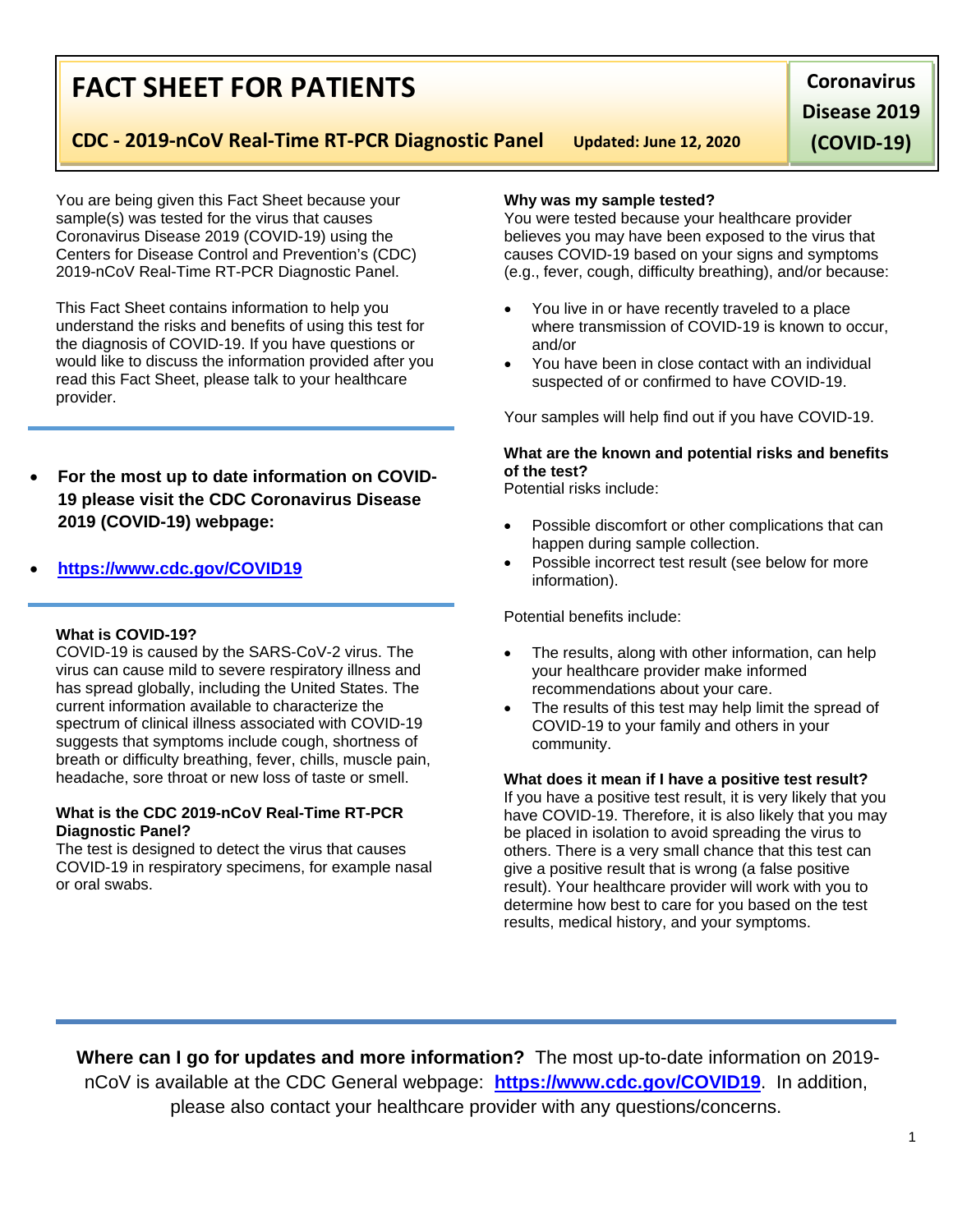# FACT SHEET FOR PATIENTS

**CDC - 2019-nCoV Real-Time RT-PCR Diagnostic Panel** **Updated: June 12, 2020**

**Coronavirus Disease 2019 (COVID-19)**

You are being given this Fact Sheet because your sample(s) was tested for the virus that causes Coronavirus Disease 2019 (COVID-19) using the Centers for Disease Control and Prevention's (CDC) 2019-nCoV Real-Time RT-PCR Diagnostic Panel.

This Fact Sheet contains information to help you understand the risks and benefits of using this test for the diagnosis of COVID-19. If you have questions or would like to discuss the information provided after you read this Fact Sheet, please talk to your healthcare provider.

- **For the most up to date information on COVID-19 please visit the CDC Coronavirus Disease 2019 (COVID-19) webpage:**
- **https://www.cdc.gov/COVID19**

**What is COVID-19?**
COVID-19 is caused by the SARS-CoV-2 virus. The virus can cause mild to severe respiratory illness and has spread globally, including the United States. The current information available to characterize the spectrum of clinical illness associated with COVID-19 suggests that symptoms include cough, shortness of breath or difficulty breathing, fever, chills, muscle pain, headache, sore throat or new loss of taste or smell.

**What is the CDC 2019-nCoV Real-Time RT-PCR Diagnostic Panel?**
The test is designed to detect the virus that causes COVID-19 in respiratory specimens, for example nasal or oral swabs.

**Why was my sample tested?**
You were tested because your healthcare provider believes you may have been exposed to the virus that causes COVID-19 based on your signs and symptoms (e.g., fever, cough, difficulty breathing), and/or because:

- You live in or have recently traveled to a place where transmission of COVID-19 is known to occur, and/or
- You have been in close contact with an individual suspected of or confirmed to have COVID-19.

Your samples will help find out if you have COVID-19.

**What are the known and potential risks and benefits of the test?**
Potential risks include:

- Possible discomfort or other complications that can happen during sample collection.
- Possible incorrect test result (see below for more information).

Potential benefits include:

- The results, along with other information, can help your healthcare provider make informed recommendations about your care.
- The results of this test may help limit the spread of COVID-19 to your family and others in your community.

**What does it mean if I have a positive test result?**
If you have a positive test result, it is very likely that you have COVID-19. Therefore, it is also likely that you may be placed in isolation to avoid spreading the virus to others. There is a very small chance that this test can give a positive result that is wrong (a false positive result). Your healthcare provider will work with you to determine how best to care for you based on the test results, medical history, and your symptoms.

**Where can I go for updates and more information?** The most up-to-date information on 2019-nCoV is available at the CDC General webpage: **https://www.cdc.gov/COVID19**. In addition, please also contact your healthcare provider with any questions/concerns.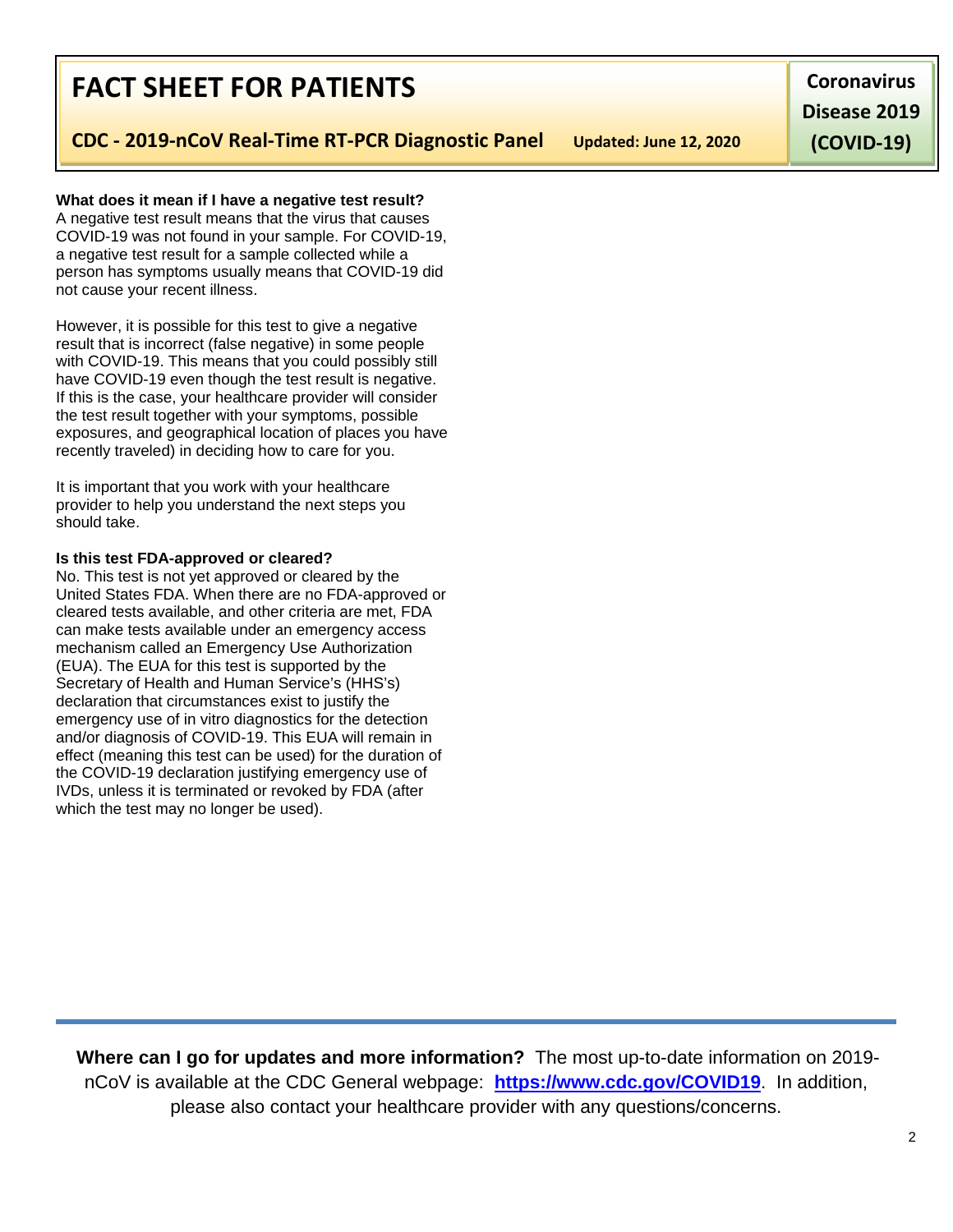**What does it mean if I have a negative test result?**
A negative test result means that the virus that causes COVID-19 was not found in your sample. For COVID-19, a negative test result for a sample collected while a person has symptoms usually means that COVID-19 did not cause your recent illness.

However, it is possible for this test to give a negative result that is incorrect (false negative) in some people with COVID-19. This means that you could possibly still have COVID-19 even though the test result is negative. If this is the case, your healthcare provider will consider the test result together with your symptoms, possible exposures, and geographical location of places you have recently traveled) in deciding how to care for you.

It is important that you work with your healthcare provider to help you understand the next steps you should take.

**Is this test FDA-approved or cleared?**
No. This test is not yet approved or cleared by the United States FDA. When there are no FDA-approved or cleared tests available, and other criteria are met, FDA can make tests available under an emergency access mechanism called an Emergency Use Authorization (EUA). The EUA for this test is supported by the Secretary of Health and Human Service's (HHS's) declaration that circumstances exist to justify the emergency use of in vitro diagnostics for the detection and/or diagnosis of COVID-19. This EUA will remain in effect (meaning this test can be used) for the duration of the COVID-19 declaration justifying emergency use of IVDs, unless it is terminated or revoked by FDA (after which the test may no longer be used).

---

**Where can I go for updates and more information?** The most up-to-date information on 2019-nCoV is available at the CDC General webpage: **https://www.cdc.gov/COVID19**. In addition, please also contact your healthcare provider with any questions/concerns.